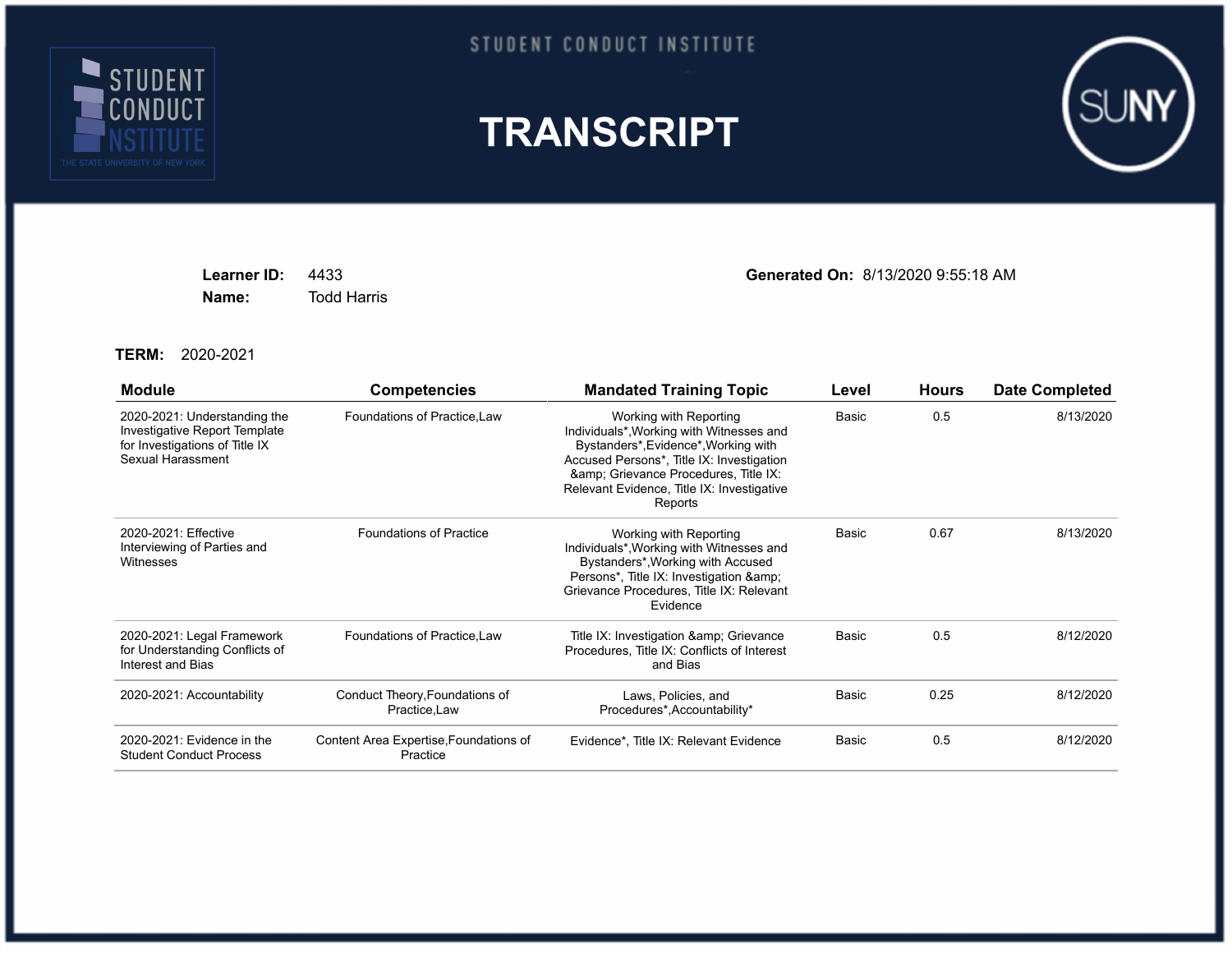STUDENT CONDUCT INSTITUTE

# TRANSCRIPT

**Learner ID:** 4433
**Name:** Todd Harris

**Generated On:** 8/13/2020 9:55:18 AM

**TERM:** 2020-2021

| Module | Competencies | Mandated Training Topic | Level | Hours | Date Completed |
|---|---|---|---|---|---|
| 2020-2021: Understanding the Investigative Report Template for Investigations of Title IX Sexual Harassment | Foundations of Practice,Law | Working with Reporting Individuals*,Working with Witnesses and Bystanders*,Evidence*,Working with Accused Persons*, Title IX: Investigation &amp; Grievance Procedures, Title IX: Relevant Evidence, Title IX: Investigative Reports | Basic | 0.5 | 8/13/2020 |
| 2020-2021: Effective Interviewing of Parties and Witnesses | Foundations of Practice | Working with Reporting Individuals*,Working with Witnesses and Bystanders*,Working with Accused Persons*, Title IX: Investigation &amp; Grievance Procedures, Title IX: Relevant Evidence | Basic | 0.67 | 8/13/2020 |
| 2020-2021: Legal Framework for Understanding Conflicts of Interest and Bias | Foundations of Practice,Law | Title IX: Investigation &amp; Grievance Procedures, Title IX: Conflicts of Interest and Bias | Basic | 0.5 | 8/12/2020 |
| 2020-2021: Accountability | Conduct Theory,Foundations of Practice,Law | Laws, Policies, and Procedures*,Accountability* | Basic | 0.25 | 8/12/2020 |
| 2020-2021: Evidence in the Student Conduct Process | Content Area Expertise,Foundations of Practice | Evidence*, Title IX: Relevant Evidence | Basic | 0.5 | 8/12/2020 |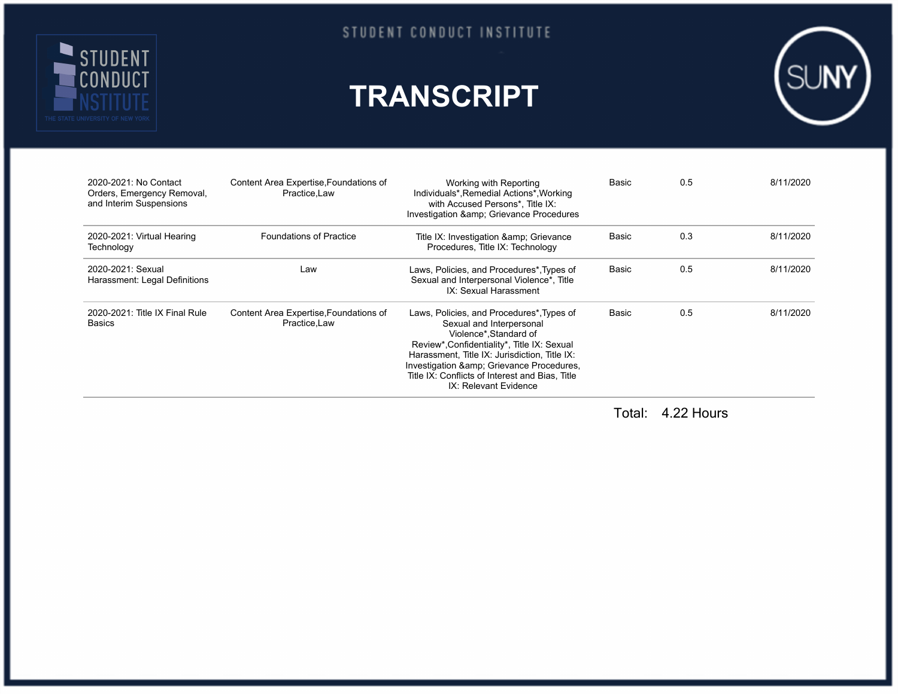# TRANSCRIPT

| | | | | | |
|---|---|---|---|---|---|
| 2020-2021: No Contact Orders, Emergency Removal, and Interim Suspensions | Content Area Expertise,Foundations of Practice,Law | Working with Reporting Individuals*,Remedial Actions*,Working with Accused Persons*, Title IX: Investigation &amp; Grievance Procedures | Basic | 0.5 | 8/11/2020 |
| 2020-2021: Virtual Hearing Technology | Foundations of Practice | Title IX: Investigation &amp; Grievance Procedures, Title IX: Technology | Basic | 0.3 | 8/11/2020 |
| 2020-2021: Sexual Harassment: Legal Definitions | Law | Laws, Policies, and Procedures*,Types of Sexual and Interpersonal Violence*, Title IX: Sexual Harassment | Basic | 0.5 | 8/11/2020 |
| 2020-2021: Title IX Final Rule Basics | Content Area Expertise,Foundations of Practice,Law | Laws, Policies, and Procedures*,Types of Sexual and Interpersonal Violence*,Standard of Review*,Confidentiality*, Title IX: Sexual Harassment, Title IX: Jurisdiction, Title IX: Investigation &amp; Grievance Procedures, Title IX: Conflicts of Interest and Bias, Title IX: Relevant Evidence | Basic | 0.5 | 8/11/2020 |

Total: 4.22 Hours